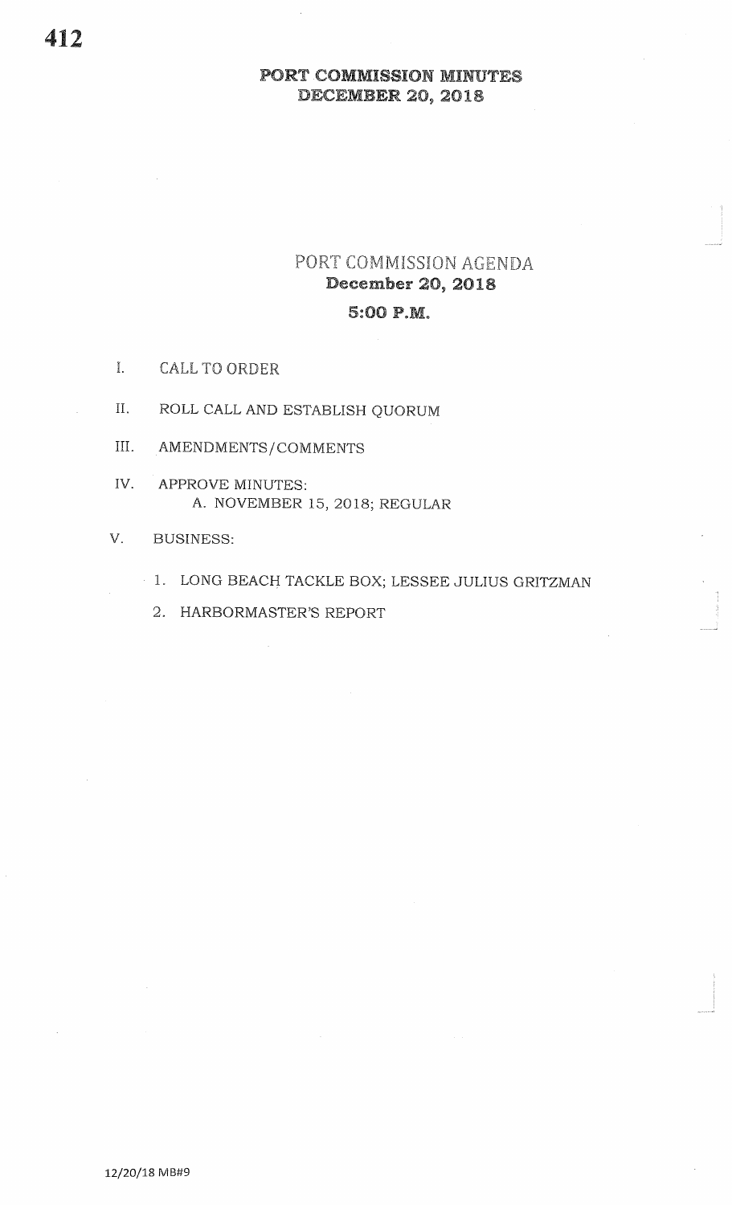# PORT COMMISSION MINUTES
## DECEMBER 20, 2018

## PORT COMMISSION AGENDA
### December 20, 2018
### 5:00 P.M.

I. CALL TO ORDER

II. ROLL CALL AND ESTABLISH QUORUM

III. AMENDMENTS/COMMENTS

IV. APPROVE MINUTES:
   A. NOVEMBER 15, 2018; REGULAR

V. BUSINESS:
   1. LONG BEACH TACKLE BOX; LESSEE JULIUS GRITZMAN
   2. HARBORMASTER'S REPORT

12/20/18 MB#9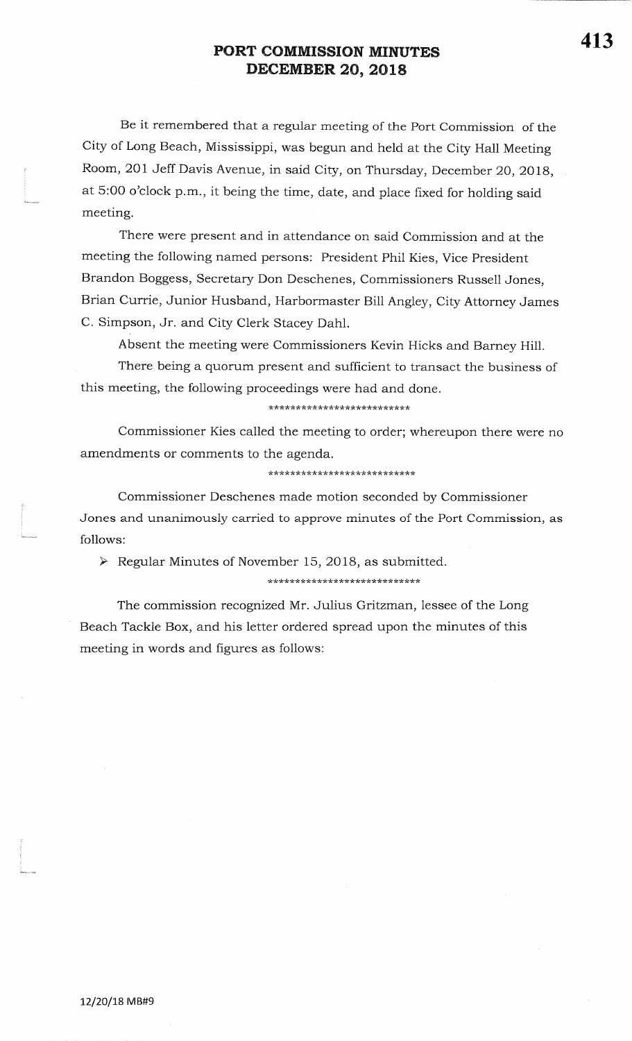# PORT COMMISSION MINUTES
# DECEMBER 20, 2018

Be it remembered that a regular meeting of the Port Commission of the City of Long Beach, Mississippi, was begun and held at the City Hall Meeting Room, 201 Jeff Davis Avenue, in said City, on Thursday, December 20, 2018, at 5:00 o'clock p.m., it being the time, date, and place fixed for holding said meeting.

There were present and in attendance on said Commission and at the meeting the following named persons: President Phil Kies, Vice President Brandon Boggess, Secretary Don Deschenes, Commissioners Russell Jones, Brian Currie, Junior Husband, Harbormaster Bill Angley, City Attorney James C. Simpson, Jr. and City Clerk Stacey Dahl.

Absent the meeting were Commissioners Kevin Hicks and Barney Hill.

There being a quorum present and sufficient to transact the business of this meeting, the following proceedings were had and done.

**************************

Commissioner Kies called the meeting to order; whereupon there were no amendments or comments to the agenda.

***************************

Commissioner Deschenes made motion seconded by Commissioner Jones and unanimously carried to approve minutes of the Port Commission, as follows:

- Regular Minutes of November 15, 2018, as submitted.

****************************

The commission recognized Mr. Julius Gritzman, lessee of the Long Beach Tackle Box, and his letter ordered spread upon the minutes of this meeting in words and figures as follows:

12/20/18 MB#9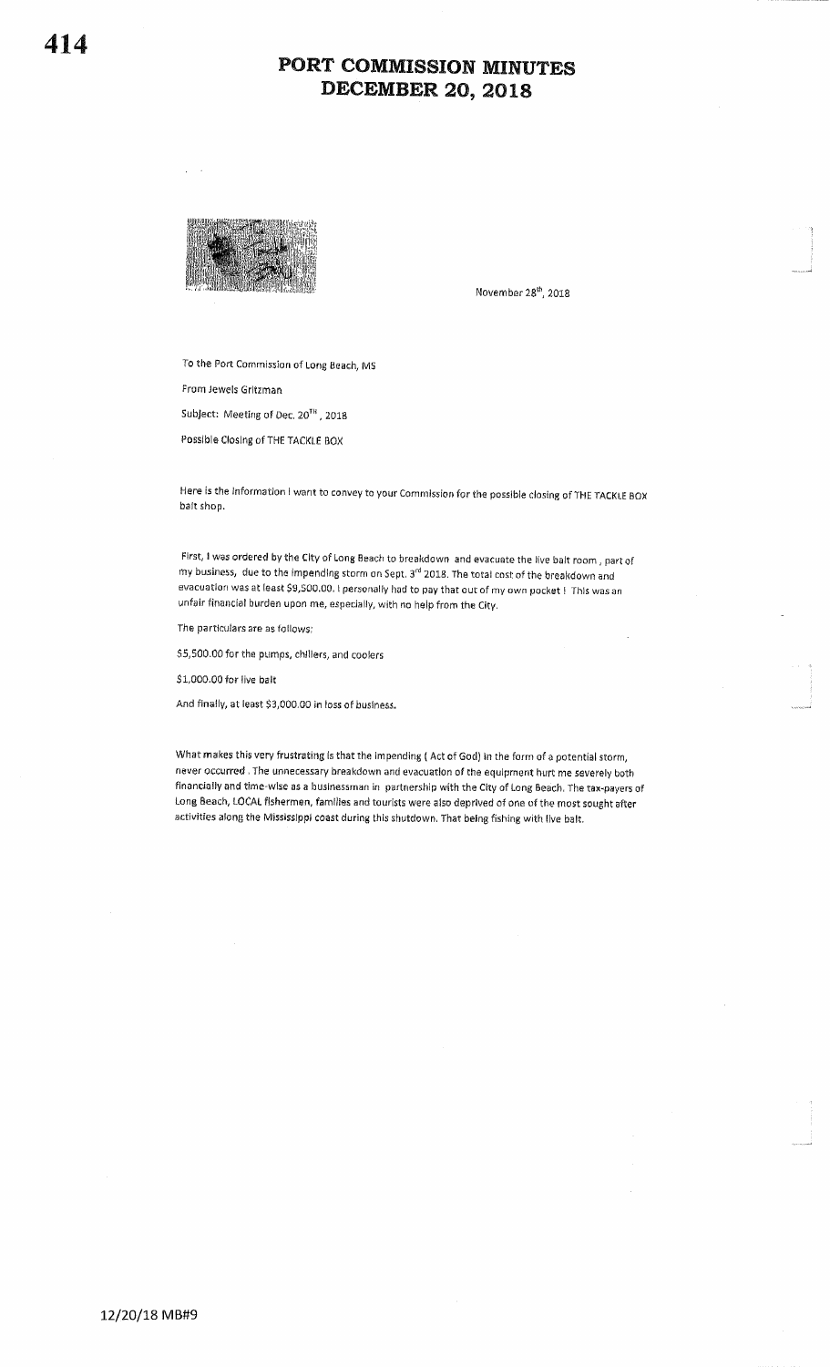# PORT COMMISSION MINUTES
# DECEMBER 20, 2018

November 28th, 2018

To the Port Commission of Long Beach, MS

From Jewels Gritzman

Subject: Meeting of Dec. 20TH, 2018

Possible Closing of THE TACKLE BOX

Here is the information I want to convey to your Commission for the possible closing of THE TACKLE BOX bait shop.

First, I was ordered by the City of Long Beach to breakdown and evacuate the live bait room, part of my business, due to the impending storm on Sept. 3rd 2018. The total cost of the breakdown and evacuation was at least $9,500.00. I personally had to pay that out of my own pocket! This was an unfair financial burden upon me, especially, with no help from the City.

The particulars are as follows:

$5,500.00 for the pumps, chillers, and coolers

$1,000.00 for live bait

And finally, at least $3,000.00 in loss of business.

What makes this very frustrating is that the impending ( Act of God) in the form of a potential storm, never occurred . The unnecessary breakdown and evacuation of the equipment hurt me severely both financially and time-wise as a businessman in partnership with the City of Long Beach. The tax-payers of Long Beach, LOCAL fishermen, families and tourists were also deprived of one of the most sought after activities along the Mississippi coast during this shutdown. That being fishing with live bait.

12/20/18 MB#9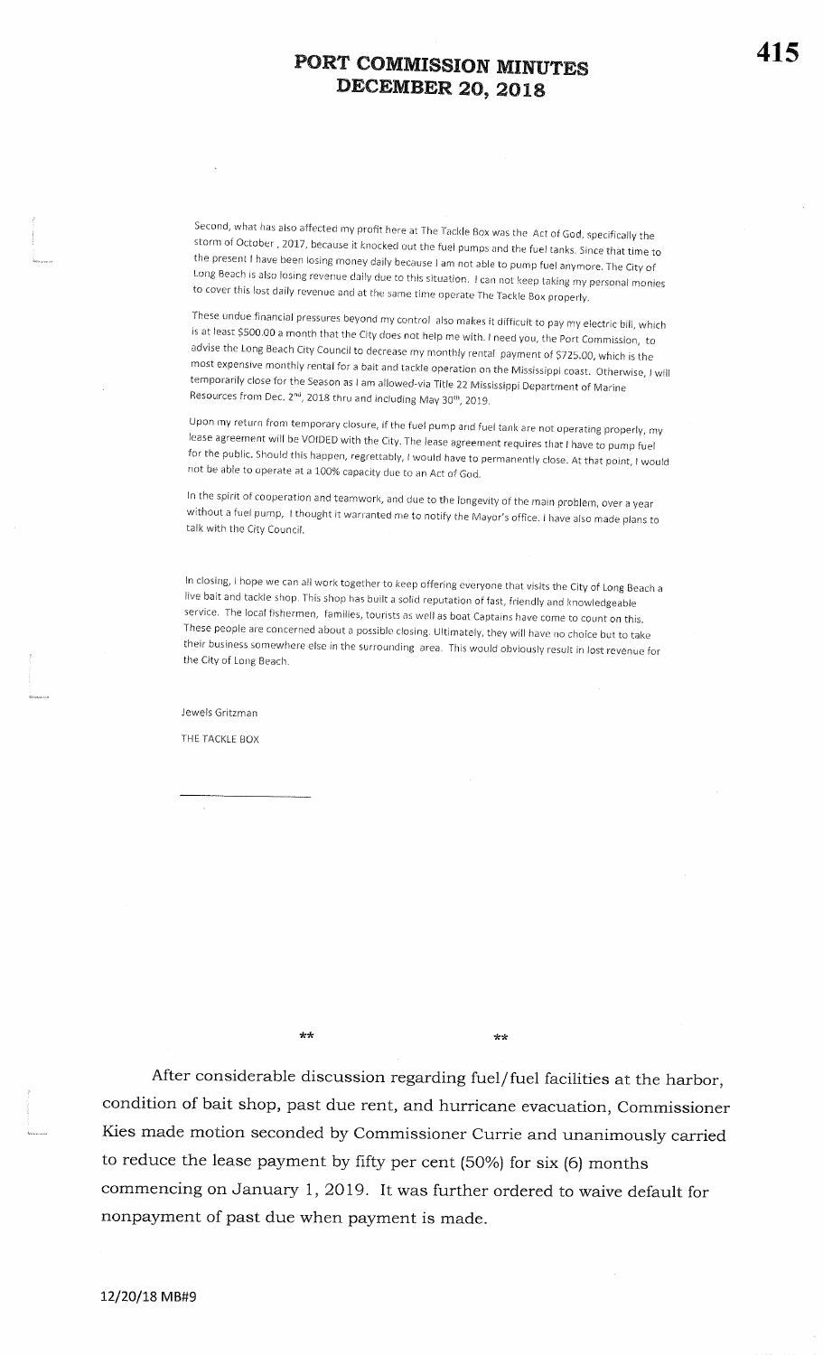Second, what has also affected my profit here at The Tackle Box was the Act of God, specifically the storm of October , 2017, because it knocked out the fuel pumps and the fuel tanks. Since that time to the present I have been losing money daily because I am not able to pump fuel anymore. The City of Long Beach is also losing revenue daily due to this situation. I can not keep taking my personal monies to cover this lost daily revenue and at the same time operate The Tackle Box properly.

These undue financial pressures beyond my control also makes it difficult to pay my electric bill, which is at least $500.00 a month that the City does not help me with. I need you, the Port Commission, to advise the Long Beach City Council to decrease my monthly rental payment of $725.00, which is the most expensive monthly rental for a bait and tackle operation on the Mississippi coast. Otherwise, I will temporarily close for the Season as I am allowed-via Title 22 Mississippi Department of Marine Resources from Dec. 2nd, 2018 thru and including May 30th, 2019.

Upon my return from temporary closure, if the fuel pump and fuel tank are not operating properly, my lease agreement will be VOIDED with the City. The lease agreement requires that I have to pump fuel for the public. Should this happen, regrettably, I would have to permanently close. At that point, I would not be able to operate at a 100% capacity due to an Act of God.

In the spirit of cooperation and teamwork, and due to the longevity of the main problem, over a year without a fuel pump, I thought it warranted me to notify the Mayor's office. I have also made plans to talk with the City Council.

In closing, I hope we can all work together to keep offering everyone that visits the City of Long Beach a live bait and tackle shop. This shop has built a solid reputation of fast, friendly and knowledgeable service. The local fishermen, families, tourists as well as boat Captains have come to count on this. These people are concerned about a possible closing. Ultimately, they will have no choice but to take their business somewhere else in the surrounding area. This would obviously result in lost revenue for the City of Long Beach.

Jewels Gritzman

THE TACKLE BOX

** **

After considerable discussion regarding fuel/fuel facilities at the harbor, condition of bait shop, past due rent, and hurricane evacuation, Commissioner Kies made motion seconded by Commissioner Currie and unanimously carried to reduce the lease payment by fifty per cent (50%) for six (6) months commencing on January 1, 2019. It was further ordered to waive default for nonpayment of past due when payment is made.

12/20/18 MB#9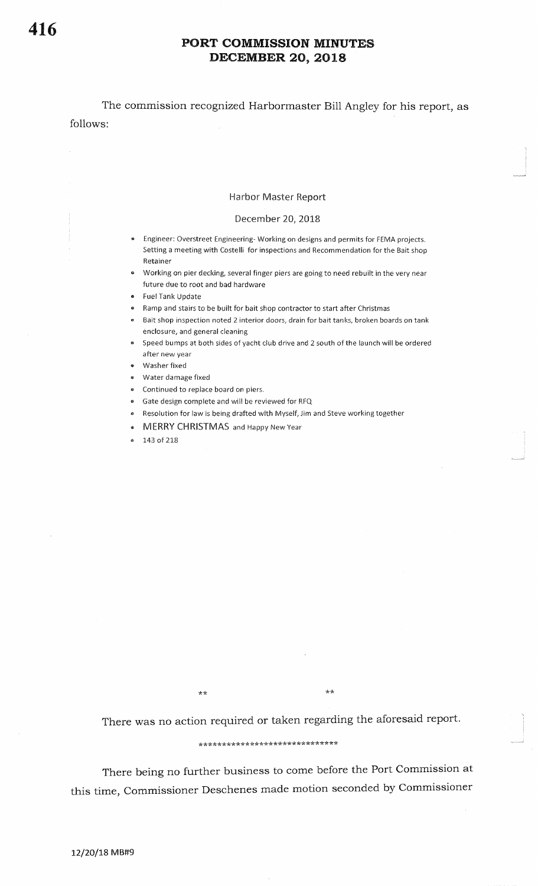# PORT COMMISSION MINUTES
## DECEMBER 20, 2018

The commission recognized Harbormaster Bill Angley for his report, as follows:

### Harbor Master Report

December 20, 2018

- Engineer: Overstreet Engineering- Working on designs and permits for FEMA projects. Setting a meeting with Costelli for inspections and Recommendation for the Bait shop Retainer
- Working on pier decking, several finger piers are going to need rebuilt in the very near future due to root and bad hardware
- Fuel Tank Update
- Ramp and stairs to be built for bait shop contractor to start after Christmas
- Bait shop inspection noted 2 interior doors, drain for bait tanks, broken boards on tank enclosure, and general cleaning
- Speed bumps at both sides of yacht club drive and 2 south of the launch will be ordered after new year
- Washer fixed
- Water damage fixed
- Continued to replace board on piers.
- Gate design complete and will be reviewed for RFQ
- Resolution for law is being drafted with Myself, Jim and Steve working together
- MERRY CHRISTMAS and Happy New Year
- 143 of 218

** **

There was no action required or taken regarding the aforesaid report.

******************************

There being no further business to come before the Port Commission at this time, Commissioner Deschenes made motion seconded by Commissioner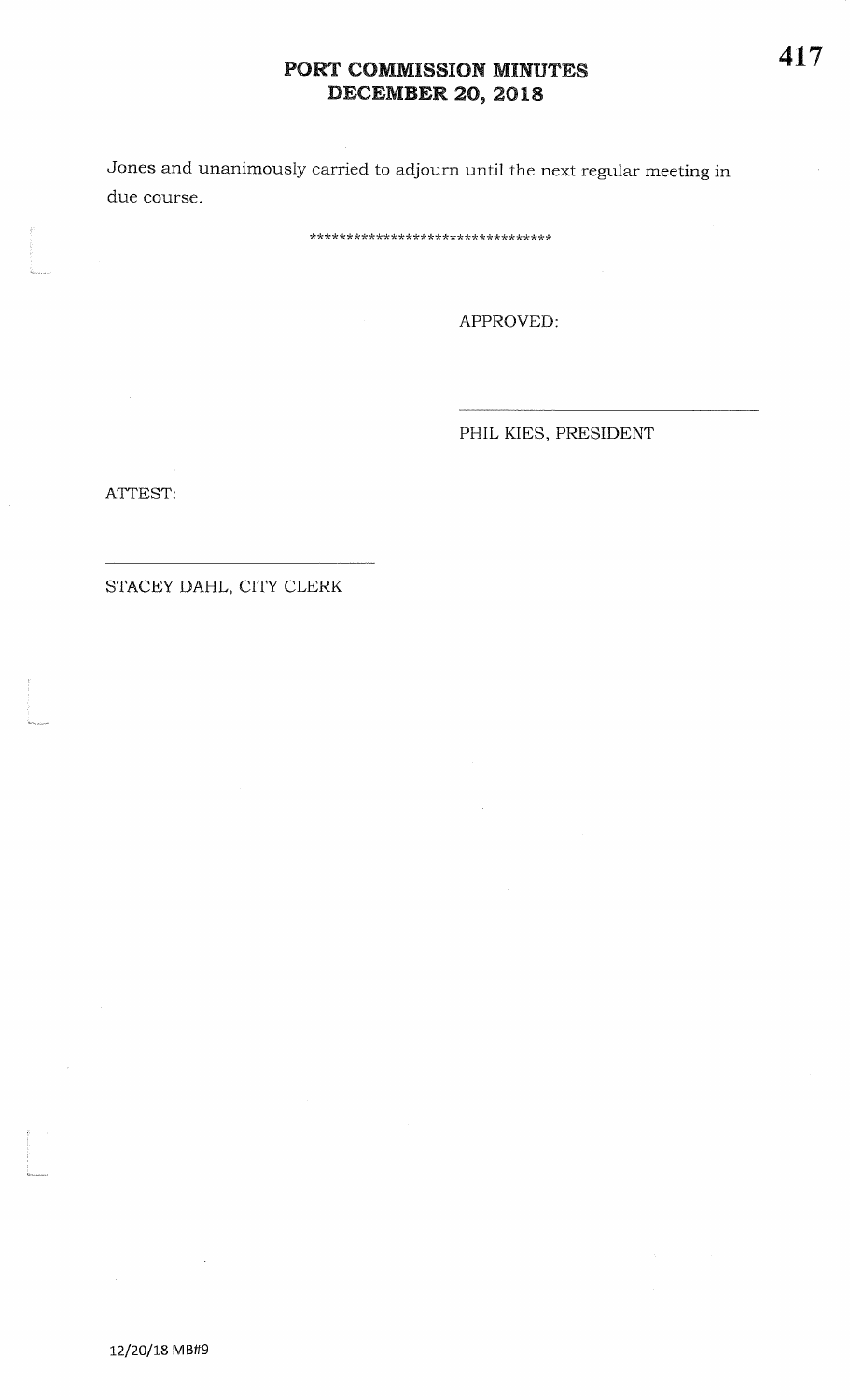Jones and unanimously carried to adjourn until the next regular meeting in due course.

********************************

APPROVED:

PHIL KIES, PRESIDENT

ATTEST:

STACEY DAHL, CITY CLERK

12/20/18 MB#9